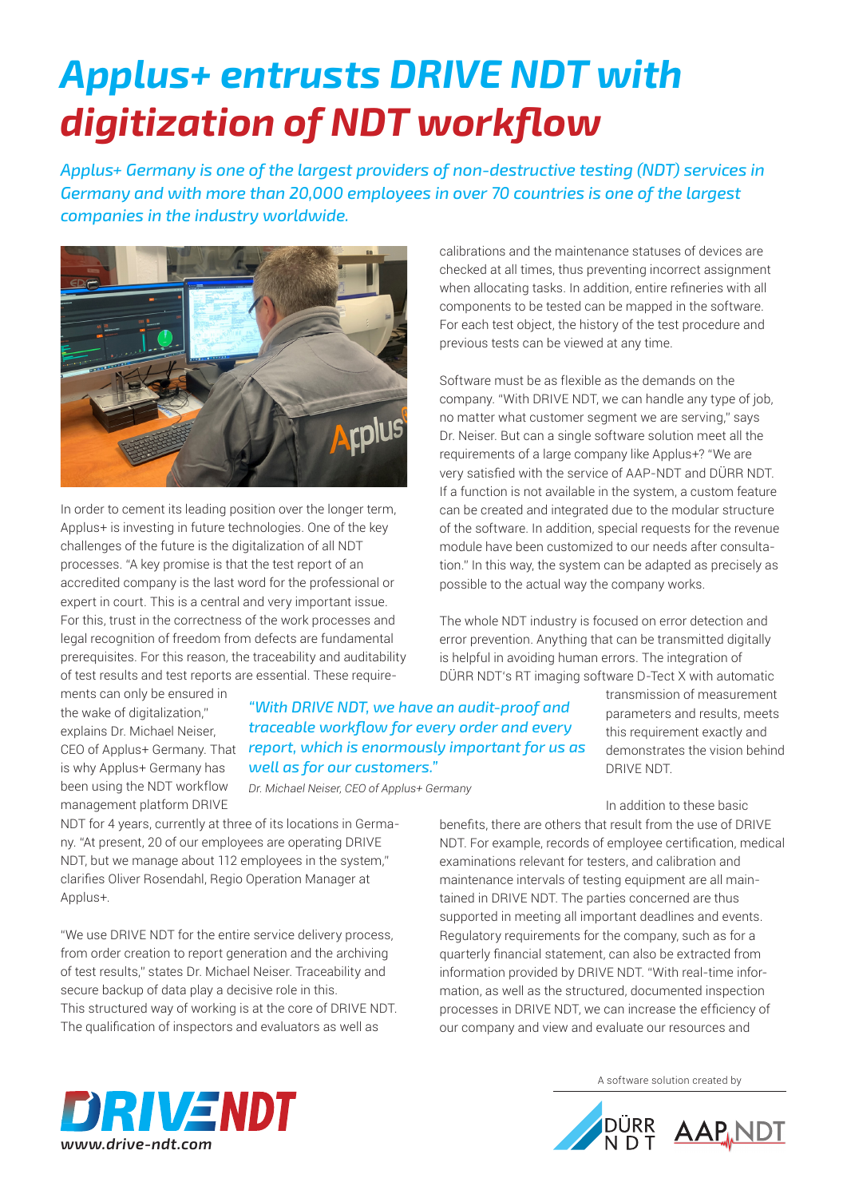# Applus+ entrusts DRIVE NDT with digitization of NDT workflow

*Applus+ Germany is one of the largest providers of non-destructive testing (NDT) services in Germany and with more than 20,000 employees in over 70 countries is one of the largest companies in the industry worldwide.*

In order to cement its leading position over the longer term, Applus+ is investing in future technologies. One of the key challenges of the future is the digitalization of all NDT processes. "A key promise is that the test report of an accredited company is the last word for the professional or expert in court. This is a central and very important issue. For this, trust in the correctness of the work processes and legal recognition of freedom from defects are fundamental prerequisites. For this reason, the traceability and auditability of test results and test reports are essential. These requirements can only be ensured in the wake of digitalization," explains Dr. Michael Neiser, CEO of Applus+ Germany. That is why Applus+ Germany has been using the NDT workflow management platform DRIVE NDT for 4 years, currently at three of its locations in Germany. "At present, 20 of our employees are operating DRIVE NDT, but we manage about 112 employees in the system," clarifies Oliver Rosendahl, Regio Operation Manager at Applus+.

> *"With DRIVE NDT, we have an audit-proof and traceable workflow for every order and every report, which is enormously important for us as well as for our customers."*
>
> *Dr. Michael Neiser, CEO of Applus+ Germany*

"We use DRIVE NDT for the entire service delivery process, from order creation to report generation and the archiving of test results," states Dr. Michael Neiser. Traceability and secure backup of data play a decisive role in this. This structured way of working is at the core of DRIVE NDT. The qualification of inspectors and evaluators as well as calibrations and the maintenance statuses of devices are checked at all times, thus preventing incorrect assignment when allocating tasks. In addition, entire refineries with all components to be tested can be mapped in the software. For each test object, the history of the test procedure and previous tests can be viewed at any time.

Software must be as flexible as the demands on the company. "With DRIVE NDT, we can handle any type of job, no matter what customer segment we are serving," says Dr. Neiser. But can a single software solution meet all the requirements of a large company like Applus+? "We are very satisfied with the service of AAP-NDT and DÜRR NDT. If a function is not available in the system, a custom feature can be created and integrated due to the modular structure of the software. In addition, special requests for the revenue module have been customized to our needs after consultation." In this way, the system can be adapted as precisely as possible to the actual way the company works.

The whole NDT industry is focused on error detection and error prevention. Anything that can be transmitted digitally is helpful in avoiding human errors. The integration of DÜRR NDT's RT imaging software D-Tect X with automatic transmission of measurement parameters and results, meets this requirement exactly and demonstrates the vision behind DRIVE NDT.

In addition to these basic benefits, there are others that result from the use of DRIVE NDT. For example, records of employee certification, medical examinations relevant for testers, and calibration and maintenance intervals of testing equipment are all maintained in DRIVE NDT. The parties concerned are thus supported in meeting all important deadlines and events. Regulatory requirements for the company, such as for a quarterly financial statement, can also be extracted from information provided by DRIVE NDT. "With real-time information, as well as the structured, documented inspection processes in DRIVE NDT, we can increase the efficiency of our company and view and evaluate our resources and

DRIVE NDT
www.drive-ndt.com

A software solution created by DÜRR NDT AAP NDT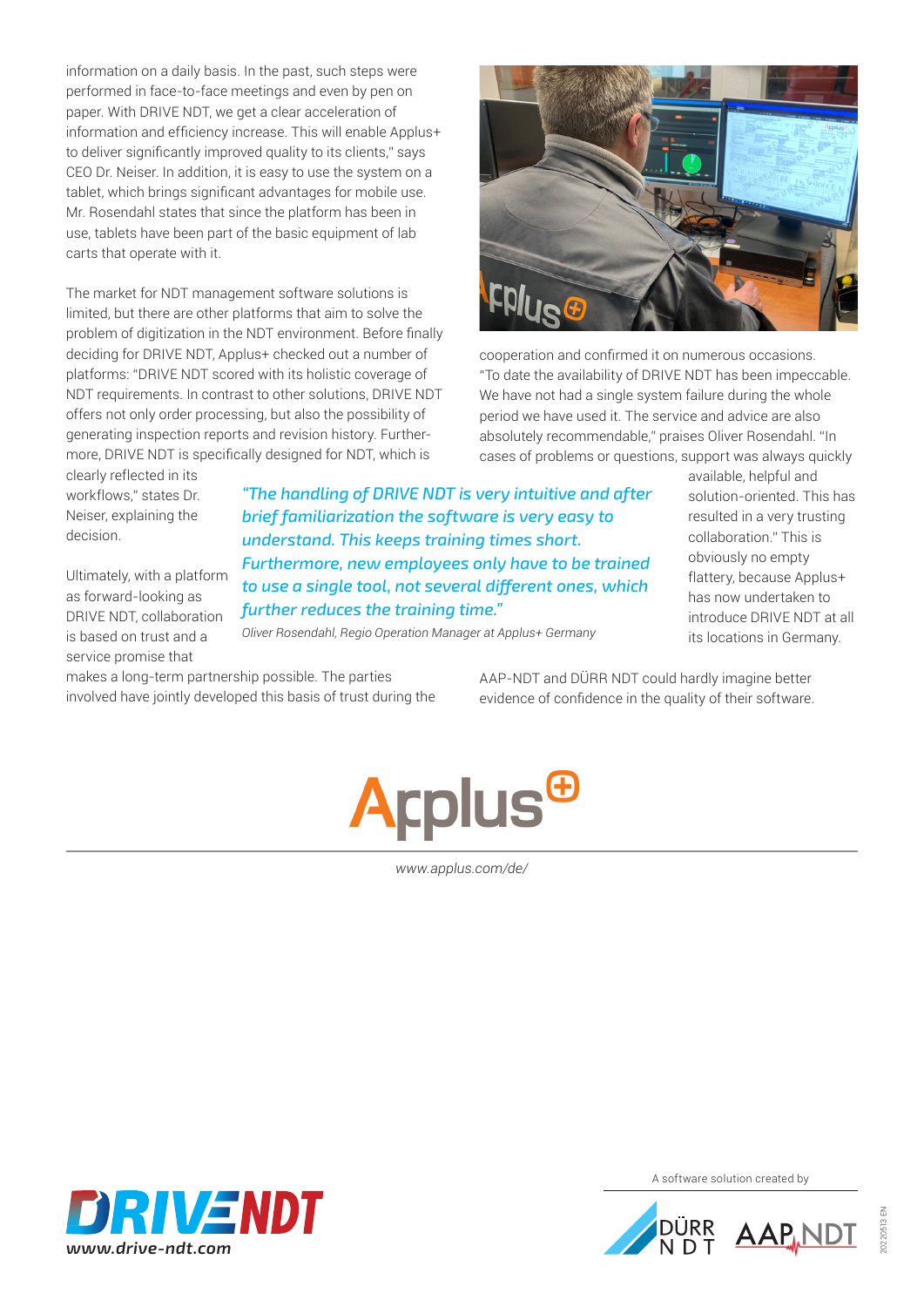information on a daily basis. In the past, such steps were performed in face-to-face meetings and even by pen on paper. With DRIVE NDT, we get a clear acceleration of information and efficiency increase. This will enable Applus+ to deliver significantly improved quality to its clients," says CEO Dr. Neiser. In addition, it is easy to use the system on a tablet, which brings significant advantages for mobile use. Mr. Rosendahl states that since the platform has been in use, tablets have been part of the basic equipment of lab carts that operate with it.

The market for NDT management software solutions is limited, but there are other platforms that aim to solve the problem of digitization in the NDT environment. Before finally deciding for DRIVE NDT, Applus+ checked out a number of platforms: "DRIVE NDT scored with its holistic coverage of NDT requirements. In contrast to other solutions, DRIVE NDT offers not only order processing, but also the possibility of generating inspection reports and revision history. Further-more, DRIVE NDT is specifically designed for NDT, which is clearly reflected in its workflows," states Dr. Neiser, explaining the decision.

Ultimately, with a platform as forward-looking as DRIVE NDT, collaboration is based on trust and a service promise that makes a long-term partnership possible. The parties involved have jointly developed this basis of trust during the cooperation and confirmed it on numerous occasions. "To date the availability of DRIVE NDT has been impeccable. We have not had a single system failure during the whole period we have used it. The service and advice are also absolutely recommendable," praises Oliver Rosendahl. "In cases of problems or questions, support was always quickly available, helpful and solution-oriented. This has resulted in a very trusting collaboration." This is obviously no empty flattery, because Applus+ has now undertaken to introduce DRIVE NDT at all its locations in Germany.

*"The handling of DRIVE NDT is very intuitive and after brief familiarization the software is very easy to understand. This keeps training times short. Furthermore, new employees only have to be trained to use a single tool, not several different ones, which further reduces the training time."*

*Oliver Rosendahl, Regio Operation Manager at Applus+ Germany*

AAP-NDT and DÜRR NDT could hardly imagine better evidence of confidence in the quality of their software.

Applus+

*www.applus.com/de/*

DRIVE NDT
*www.drive-ndt.com*

A software solution created by

DÜRR NDT AAP NDT

20220513 EN